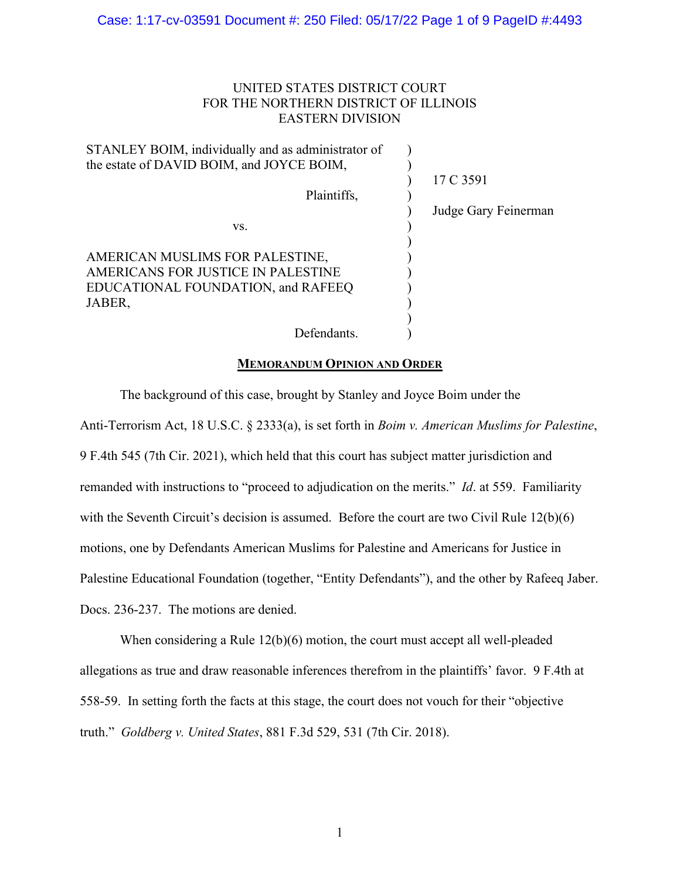UNITED STATES DISTRICT COURT
FOR THE NORTHERN DISTRICT OF ILLINOIS
EASTERN DIVISION

| | | |
|---|---|---|
| STANLEY BOIM, individually and as administrator of the estate of DAVID BOIM, and JOYCE BOIM, | ) | |
| Plaintiffs, | ) | 17 C 3591 |
| vs. | ) | Judge Gary Feinerman |
| AMERICAN MUSLIMS FOR PALESTINE, AMERICANS FOR JUSTICE IN PALESTINE EDUCATIONAL FOUNDATION, and RAFEEQ JABER, | ) | |
| Defendants. | ) | |

**MEMORANDUM OPINION AND ORDER**

The background of this case, brought by Stanley and Joyce Boim under the Anti-Terrorism Act, 18 U.S.C. § 2333(a), is set forth in *Boim v. American Muslims for Palestine*, 9 F.4th 545 (7th Cir. 2021), which held that this court has subject matter jurisdiction and remanded with instructions to "proceed to adjudication on the merits." *Id*. at 559. Familiarity with the Seventh Circuit's decision is assumed. Before the court are two Civil Rule 12(b)(6) motions, one by Defendants American Muslims for Palestine and Americans for Justice in Palestine Educational Foundation (together, "Entity Defendants"), and the other by Rafeeq Jaber. Docs. 236-237. The motions are denied.

When considering a Rule 12(b)(6) motion, the court must accept all well-pleaded allegations as true and draw reasonable inferences therefrom in the plaintiffs' favor. 9 F.4th at 558-59. In setting forth the facts at this stage, the court does not vouch for their "objective truth." *Goldberg v. United States*, 881 F.3d 529, 531 (7th Cir. 2018).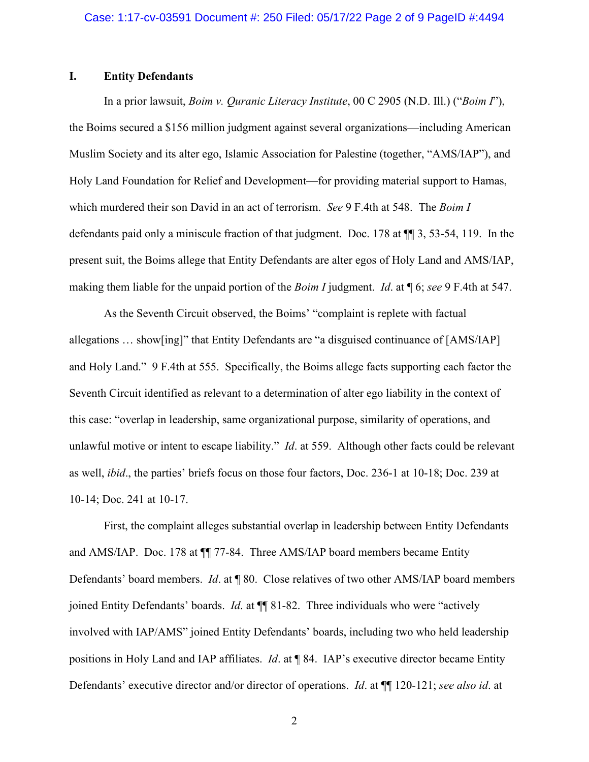## I. Entity Defendants

In a prior lawsuit, *Boim v. Quranic Literacy Institute*, 00 C 2905 (N.D. Ill.) ("*Boim I*"), the Boims secured a $156 million judgment against several organizations—including American Muslim Society and its alter ego, Islamic Association for Palestine (together, "AMS/IAP"), and Holy Land Foundation for Relief and Development—for providing material support to Hamas, which murdered their son David in an act of terrorism. *See* 9 F.4th at 548. The *Boim I* defendants paid only a miniscule fraction of that judgment. Doc. 178 at ¶¶ 3, 53-54, 119. In the present suit, the Boims allege that Entity Defendants are alter egos of Holy Land and AMS/IAP, making them liable for the unpaid portion of the *Boim I* judgment. *Id*. at ¶ 6; *see* 9 F.4th at 547.

As the Seventh Circuit observed, the Boims' "complaint is replete with factual allegations … show[ing]" that Entity Defendants are "a disguised continuance of [AMS/IAP] and Holy Land." 9 F.4th at 555. Specifically, the Boims allege facts supporting each factor the Seventh Circuit identified as relevant to a determination of alter ego liability in the context of this case: "overlap in leadership, same organizational purpose, similarity of operations, and unlawful motive or intent to escape liability." *Id*. at 559. Although other facts could be relevant as well, *ibid*., the parties' briefs focus on those four factors, Doc. 236-1 at 10-18; Doc. 239 at 10-14; Doc. 241 at 10-17.

First, the complaint alleges substantial overlap in leadership between Entity Defendants and AMS/IAP. Doc. 178 at ¶¶ 77-84. Three AMS/IAP board members became Entity Defendants' board members. *Id*. at ¶ 80. Close relatives of two other AMS/IAP board members joined Entity Defendants' boards. *Id*. at ¶¶ 81-82. Three individuals who were "actively involved with IAP/AMS" joined Entity Defendants' boards, including two who held leadership positions in Holy Land and IAP affiliates. *Id*. at ¶ 84. IAP's executive director became Entity Defendants' executive director and/or director of operations. *Id*. at ¶¶ 120-121; *see also id*. at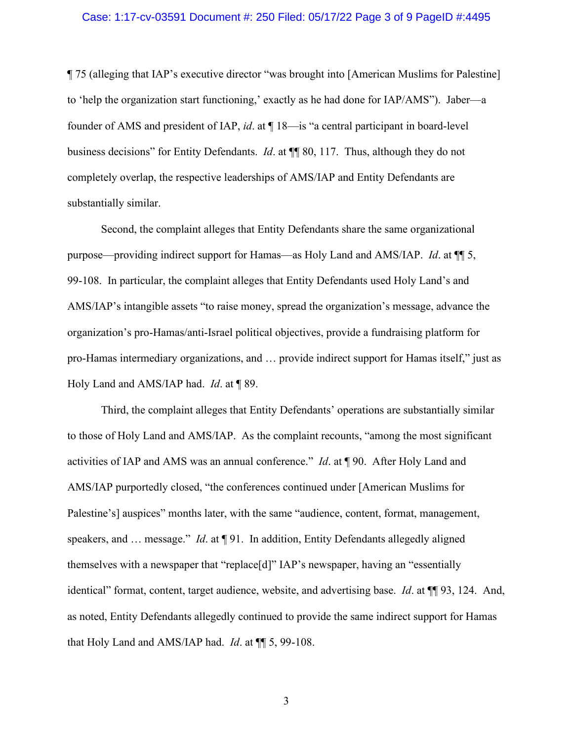¶ 75 (alleging that IAP's executive director "was brought into [American Muslims for Palestine] to 'help the organization start functioning,' exactly as he had done for IAP/AMS"). Jaber—a founder of AMS and president of IAP, *id*. at ¶ 18—is "a central participant in board-level business decisions" for Entity Defendants. *Id*. at ¶¶ 80, 117. Thus, although they do not completely overlap, the respective leaderships of AMS/IAP and Entity Defendants are substantially similar.

Second, the complaint alleges that Entity Defendants share the same organizational purpose—providing indirect support for Hamas—as Holy Land and AMS/IAP. *Id*. at ¶¶ 5, 99-108. In particular, the complaint alleges that Entity Defendants used Holy Land's and AMS/IAP's intangible assets "to raise money, spread the organization's message, advance the organization's pro-Hamas/anti-Israel political objectives, provide a fundraising platform for pro-Hamas intermediary organizations, and … provide indirect support for Hamas itself," just as Holy Land and AMS/IAP had. *Id*. at ¶ 89.

Third, the complaint alleges that Entity Defendants' operations are substantially similar to those of Holy Land and AMS/IAP. As the complaint recounts, "among the most significant activities of IAP and AMS was an annual conference." *Id*. at ¶ 90. After Holy Land and AMS/IAP purportedly closed, "the conferences continued under [American Muslims for Palestine's] auspices" months later, with the same "audience, content, format, management, speakers, and … message." *Id*. at ¶ 91. In addition, Entity Defendants allegedly aligned themselves with a newspaper that "replace[d]" IAP's newspaper, having an "essentially identical" format, content, target audience, website, and advertising base. *Id*. at ¶¶ 93, 124. And, as noted, Entity Defendants allegedly continued to provide the same indirect support for Hamas that Holy Land and AMS/IAP had. *Id*. at ¶¶ 5, 99-108.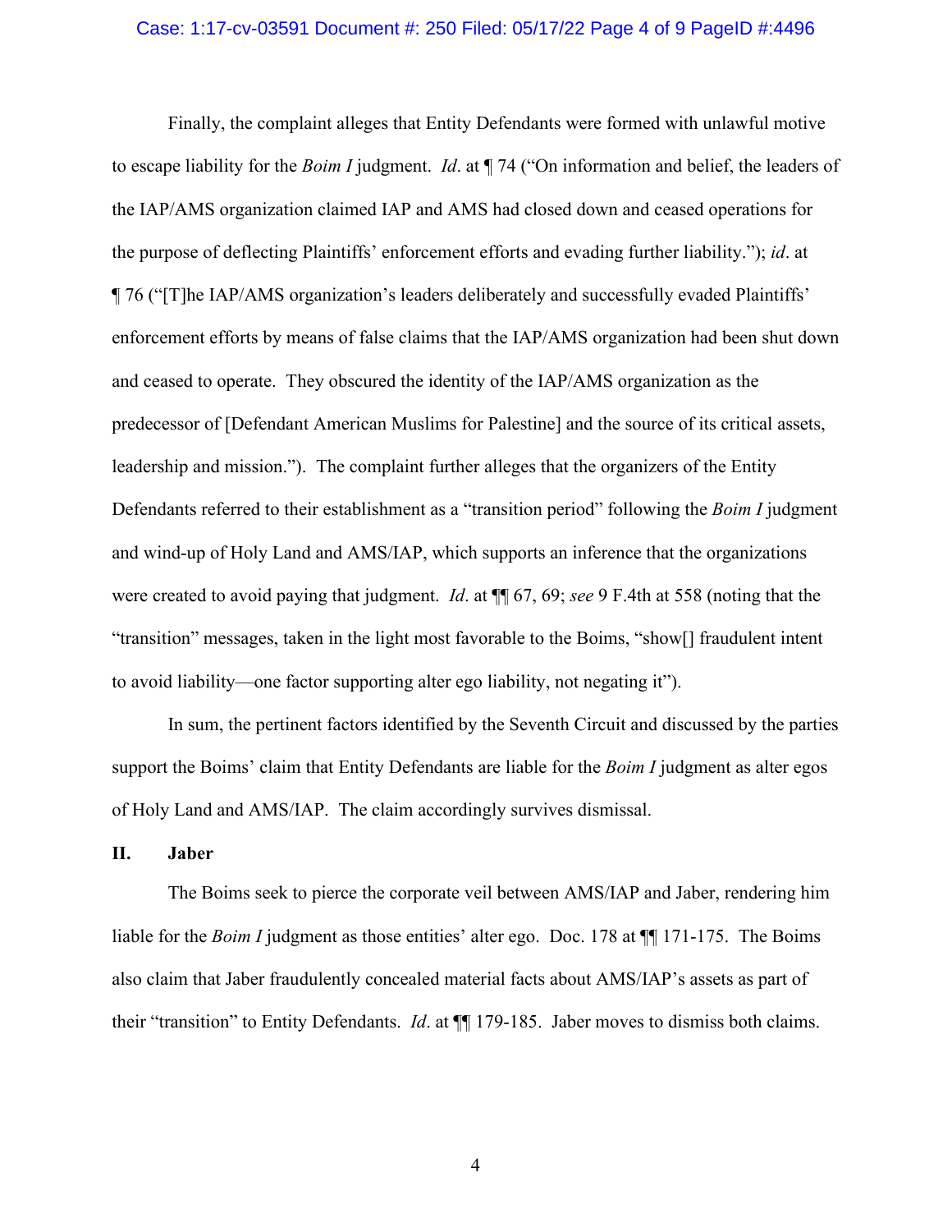Finally, the complaint alleges that Entity Defendants were formed with unlawful motive to escape liability for the *Boim I* judgment. *Id*. at ¶ 74 ("On information and belief, the leaders of the IAP/AMS organization claimed IAP and AMS had closed down and ceased operations for the purpose of deflecting Plaintiffs' enforcement efforts and evading further liability."); *id*. at ¶ 76 ("[T]he IAP/AMS organization's leaders deliberately and successfully evaded Plaintiffs' enforcement efforts by means of false claims that the IAP/AMS organization had been shut down and ceased to operate. They obscured the identity of the IAP/AMS organization as the predecessor of [Defendant American Muslims for Palestine] and the source of its critical assets, leadership and mission."). The complaint further alleges that the organizers of the Entity Defendants referred to their establishment as a "transition period" following the *Boim I* judgment and wind-up of Holy Land and AMS/IAP, which supports an inference that the organizations were created to avoid paying that judgment. *Id*. at ¶¶ 67, 69; *see* 9 F.4th at 558 (noting that the "transition" messages, taken in the light most favorable to the Boims, "show[] fraudulent intent to avoid liability—one factor supporting alter ego liability, not negating it").

In sum, the pertinent factors identified by the Seventh Circuit and discussed by the parties support the Boims' claim that Entity Defendants are liable for the *Boim I* judgment as alter egos of Holy Land and AMS/IAP. The claim accordingly survives dismissal.

## II. Jaber

The Boims seek to pierce the corporate veil between AMS/IAP and Jaber, rendering him liable for the *Boim I* judgment as those entities' alter ego. Doc. 178 at ¶¶ 171-175. The Boims also claim that Jaber fraudulently concealed material facts about AMS/IAP's assets as part of their "transition" to Entity Defendants. *Id*. at ¶¶ 179-185. Jaber moves to dismiss both claims.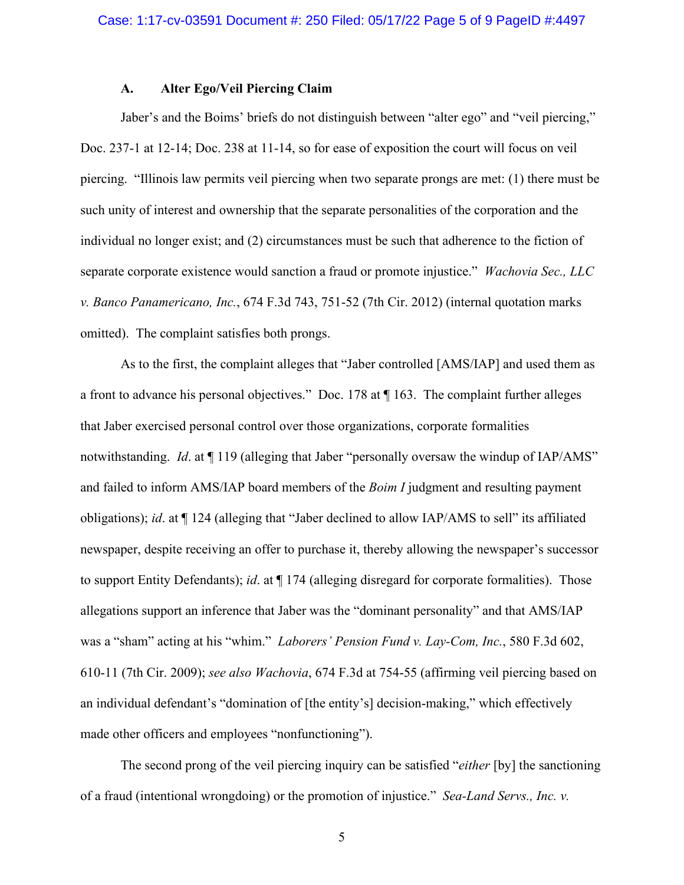### A. Alter Ego/Veil Piercing Claim

Jaber's and the Boims' briefs do not distinguish between "alter ego" and "veil piercing," Doc. 237-1 at 12-14; Doc. 238 at 11-14, so for ease of exposition the court will focus on veil piercing. "Illinois law permits veil piercing when two separate prongs are met: (1) there must be such unity of interest and ownership that the separate personalities of the corporation and the individual no longer exist; and (2) circumstances must be such that adherence to the fiction of separate corporate existence would sanction a fraud or promote injustice." *Wachovia Sec., LLC v. Banco Panamericano, Inc.*, 674 F.3d 743, 751-52 (7th Cir. 2012) (internal quotation marks omitted). The complaint satisfies both prongs.

As to the first, the complaint alleges that "Jaber controlled [AMS/IAP] and used them as a front to advance his personal objectives." Doc. 178 at ¶ 163. The complaint further alleges that Jaber exercised personal control over those organizations, corporate formalities notwithstanding. *Id*. at ¶ 119 (alleging that Jaber "personally oversaw the windup of IAP/AMS" and failed to inform AMS/IAP board members of the *Boim I* judgment and resulting payment obligations); *id*. at ¶ 124 (alleging that "Jaber declined to allow IAP/AMS to sell" its affiliated newspaper, despite receiving an offer to purchase it, thereby allowing the newspaper's successor to support Entity Defendants); *id*. at ¶ 174 (alleging disregard for corporate formalities). Those allegations support an inference that Jaber was the "dominant personality" and that AMS/IAP was a "sham" acting at his "whim." *Laborers' Pension Fund v. Lay-Com, Inc.*, 580 F.3d 602, 610-11 (7th Cir. 2009); *see also Wachovia*, 674 F.3d at 754-55 (affirming veil piercing based on an individual defendant's "domination of [the entity's] decision-making," which effectively made other officers and employees "nonfunctioning").

The second prong of the veil piercing inquiry can be satisfied "*either* [by] the sanctioning of a fraud (intentional wrongdoing) or the promotion of injustice." *Sea-Land Servs., Inc. v.*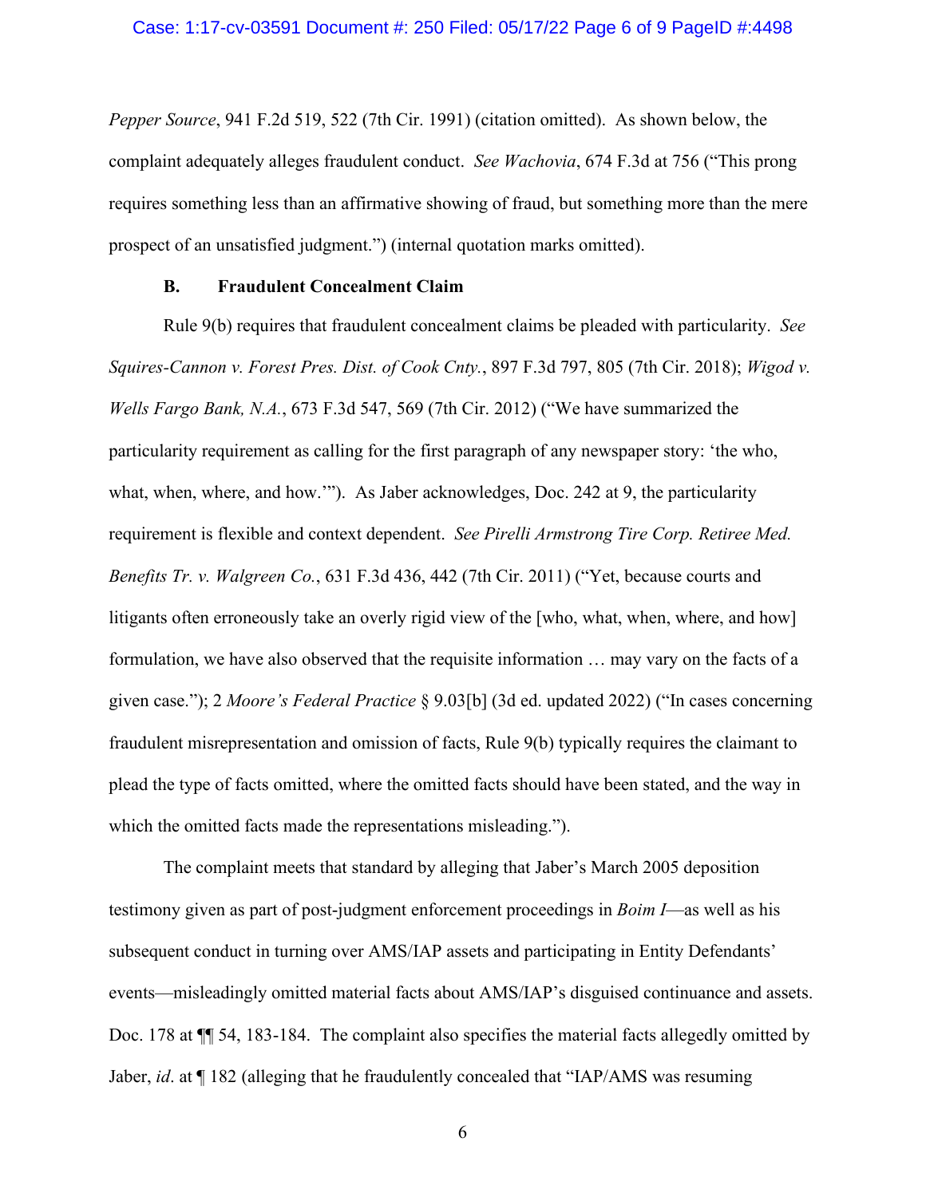*Pepper Source*, 941 F.2d 519, 522 (7th Cir. 1991) (citation omitted). As shown below, the complaint adequately alleges fraudulent conduct. *See Wachovia*, 674 F.3d at 756 ("This prong requires something less than an affirmative showing of fraud, but something more than the mere prospect of an unsatisfied judgment.") (internal quotation marks omitted).

### B. Fraudulent Concealment Claim

Rule 9(b) requires that fraudulent concealment claims be pleaded with particularity. *See Squires-Cannon v. Forest Pres. Dist. of Cook Cnty.*, 897 F.3d 797, 805 (7th Cir. 2018); *Wigod v. Wells Fargo Bank, N.A.*, 673 F.3d 547, 569 (7th Cir. 2012) ("We have summarized the particularity requirement as calling for the first paragraph of any newspaper story: 'the who, what, when, where, and how.'"). As Jaber acknowledges, Doc. 242 at 9, the particularity requirement is flexible and context dependent. *See Pirelli Armstrong Tire Corp. Retiree Med. Benefits Tr. v. Walgreen Co.*, 631 F.3d 436, 442 (7th Cir. 2011) ("Yet, because courts and litigants often erroneously take an overly rigid view of the [who, what, when, where, and how] formulation, we have also observed that the requisite information … may vary on the facts of a given case."); 2 *Moore's Federal Practice* § 9.03[b] (3d ed. updated 2022) ("In cases concerning fraudulent misrepresentation and omission of facts, Rule 9(b) typically requires the claimant to plead the type of facts omitted, where the omitted facts should have been stated, and the way in which the omitted facts made the representations misleading.").

The complaint meets that standard by alleging that Jaber's March 2005 deposition testimony given as part of post-judgment enforcement proceedings in *Boim I*—as well as his subsequent conduct in turning over AMS/IAP assets and participating in Entity Defendants' events—misleadingly omitted material facts about AMS/IAP's disguised continuance and assets. Doc. 178 at ¶¶ 54, 183-184. The complaint also specifies the material facts allegedly omitted by Jaber, *id*. at ¶ 182 (alleging that he fraudulently concealed that "IAP/AMS was resuming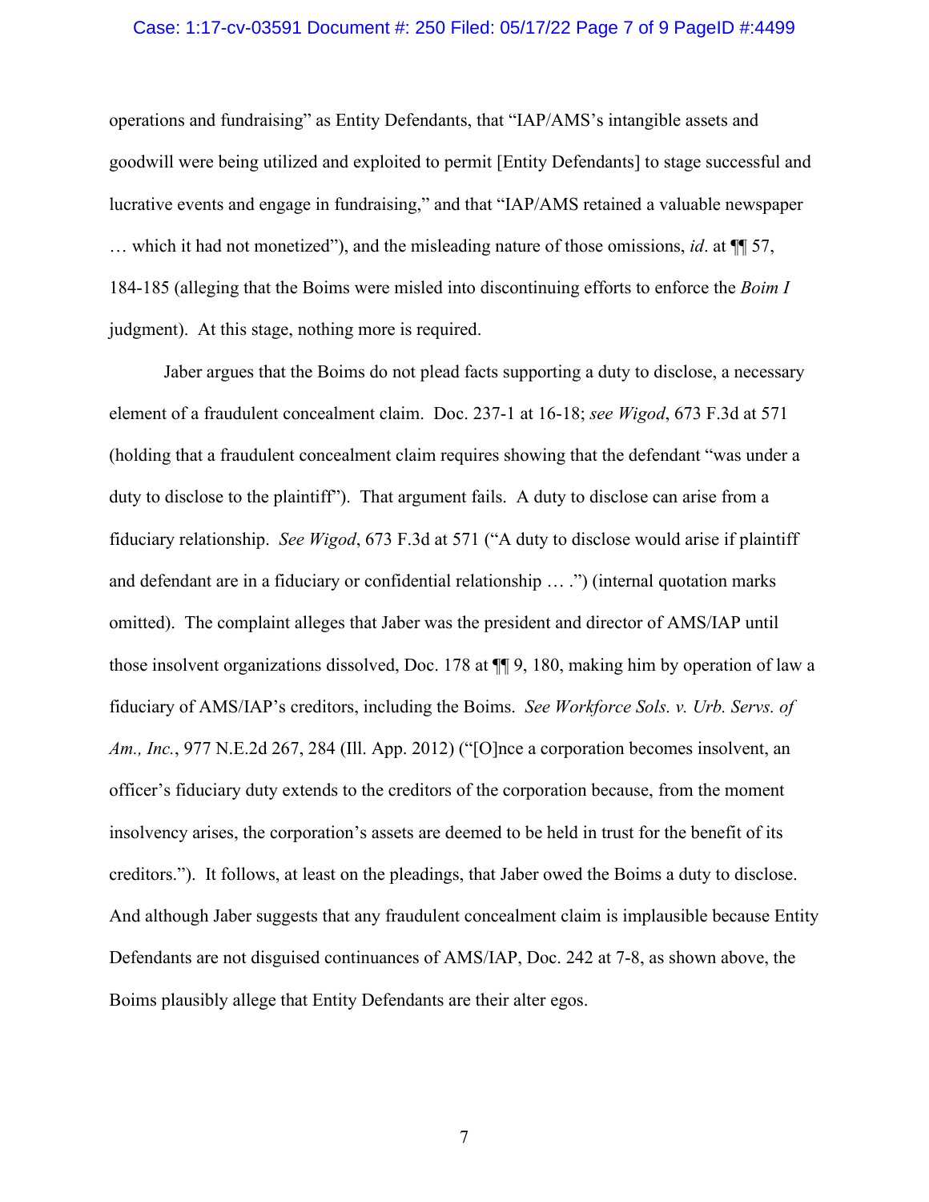operations and fundraising" as Entity Defendants, that "IAP/AMS's intangible assets and goodwill were being utilized and exploited to permit [Entity Defendants] to stage successful and lucrative events and engage in fundraising," and that "IAP/AMS retained a valuable newspaper … which it had not monetized"), and the misleading nature of those omissions, *id*. at ¶¶ 57, 184-185 (alleging that the Boims were misled into discontinuing efforts to enforce the *Boim I* judgment). At this stage, nothing more is required.

Jaber argues that the Boims do not plead facts supporting a duty to disclose, a necessary element of a fraudulent concealment claim. Doc. 237-1 at 16-18; *see Wigod*, 673 F.3d at 571 (holding that a fraudulent concealment claim requires showing that the defendant "was under a duty to disclose to the plaintiff"). That argument fails. A duty to disclose can arise from a fiduciary relationship. *See Wigod*, 673 F.3d at 571 ("A duty to disclose would arise if plaintiff and defendant are in a fiduciary or confidential relationship … .") (internal quotation marks omitted). The complaint alleges that Jaber was the president and director of AMS/IAP until those insolvent organizations dissolved, Doc. 178 at ¶¶ 9, 180, making him by operation of law a fiduciary of AMS/IAP's creditors, including the Boims. *See Workforce Sols. v. Urb. Servs. of Am., Inc.*, 977 N.E.2d 267, 284 (Ill. App. 2012) ("[O]nce a corporation becomes insolvent, an officer's fiduciary duty extends to the creditors of the corporation because, from the moment insolvency arises, the corporation's assets are deemed to be held in trust for the benefit of its creditors."). It follows, at least on the pleadings, that Jaber owed the Boims a duty to disclose. And although Jaber suggests that any fraudulent concealment claim is implausible because Entity Defendants are not disguised continuances of AMS/IAP, Doc. 242 at 7-8, as shown above, the Boims plausibly allege that Entity Defendants are their alter egos.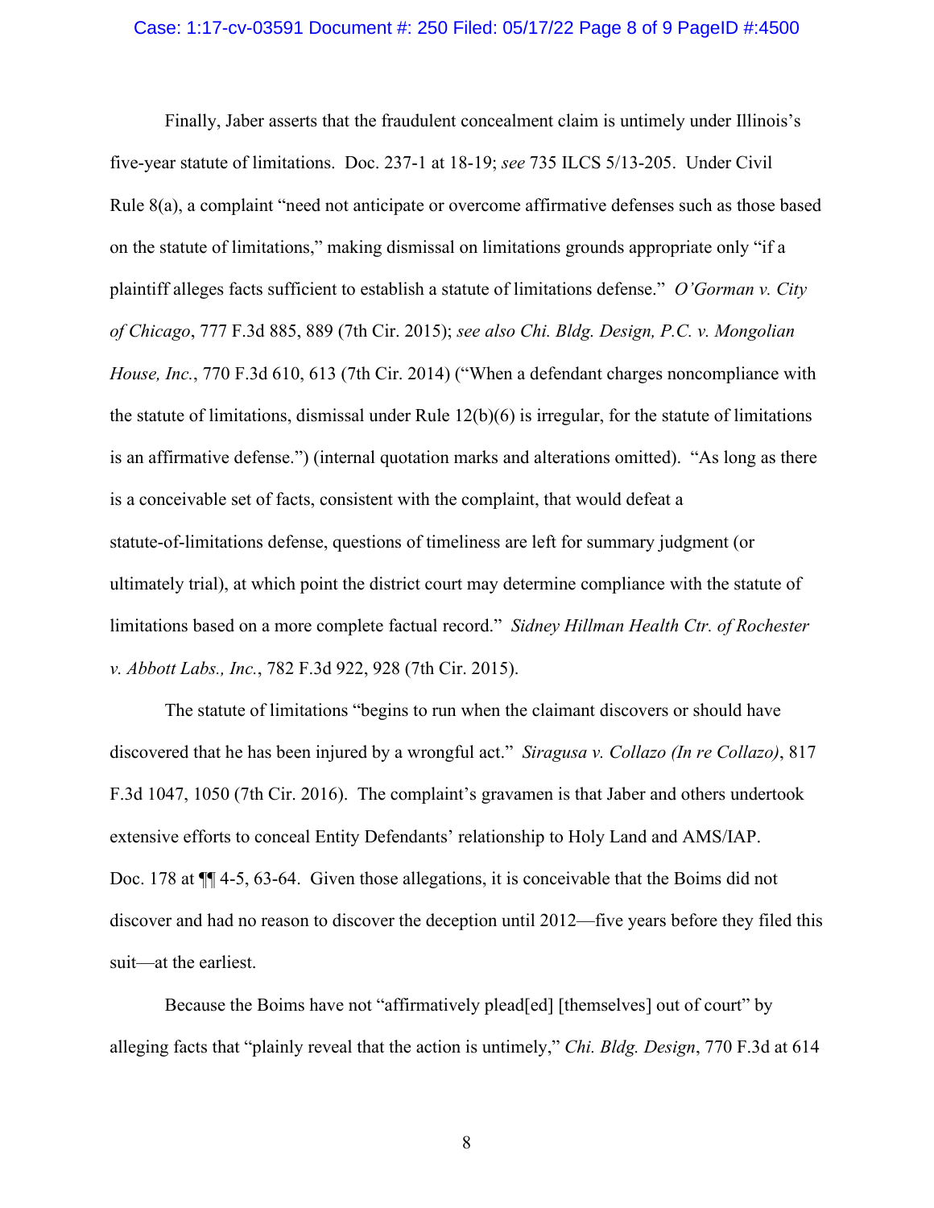Finally, Jaber asserts that the fraudulent concealment claim is untimely under Illinois's five-year statute of limitations. Doc. 237-1 at 18-19; *see* 735 ILCS 5/13-205. Under Civil Rule 8(a), a complaint "need not anticipate or overcome affirmative defenses such as those based on the statute of limitations," making dismissal on limitations grounds appropriate only "if a plaintiff alleges facts sufficient to establish a statute of limitations defense." *O'Gorman v. City of Chicago*, 777 F.3d 885, 889 (7th Cir. 2015); *see also Chi. Bldg. Design, P.C. v. Mongolian House, Inc.*, 770 F.3d 610, 613 (7th Cir. 2014) ("When a defendant charges noncompliance with the statute of limitations, dismissal under Rule 12(b)(6) is irregular, for the statute of limitations is an affirmative defense.") (internal quotation marks and alterations omitted). "As long as there is a conceivable set of facts, consistent with the complaint, that would defeat a statute-of-limitations defense, questions of timeliness are left for summary judgment (or ultimately trial), at which point the district court may determine compliance with the statute of limitations based on a more complete factual record." *Sidney Hillman Health Ctr. of Rochester v. Abbott Labs., Inc.*, 782 F.3d 922, 928 (7th Cir. 2015).

The statute of limitations "begins to run when the claimant discovers or should have discovered that he has been injured by a wrongful act." *Siragusa v. Collazo (In re Collazo)*, 817 F.3d 1047, 1050 (7th Cir. 2016). The complaint's gravamen is that Jaber and others undertook extensive efforts to conceal Entity Defendants' relationship to Holy Land and AMS/IAP. Doc. 178 at ¶¶ 4-5, 63-64. Given those allegations, it is conceivable that the Boims did not discover and had no reason to discover the deception until 2012—five years before they filed this suit—at the earliest.

Because the Boims have not "affirmatively plead[ed] [themselves] out of court" by alleging facts that "plainly reveal that the action is untimely," *Chi. Bldg. Design*, 770 F.3d at 614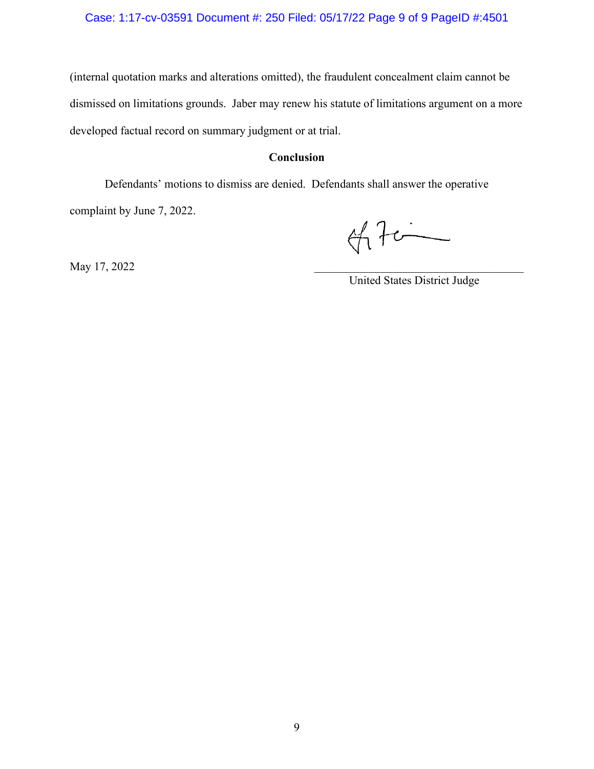(internal quotation marks and alterations omitted), the fraudulent concealment claim cannot be dismissed on limitations grounds. Jaber may renew his statute of limitations argument on a more developed factual record on summary judgment or at trial.

**Conclusion**

Defendants' motions to dismiss are denied. Defendants shall answer the operative complaint by June 7, 2022.

May 17, 2022

United States District Judge